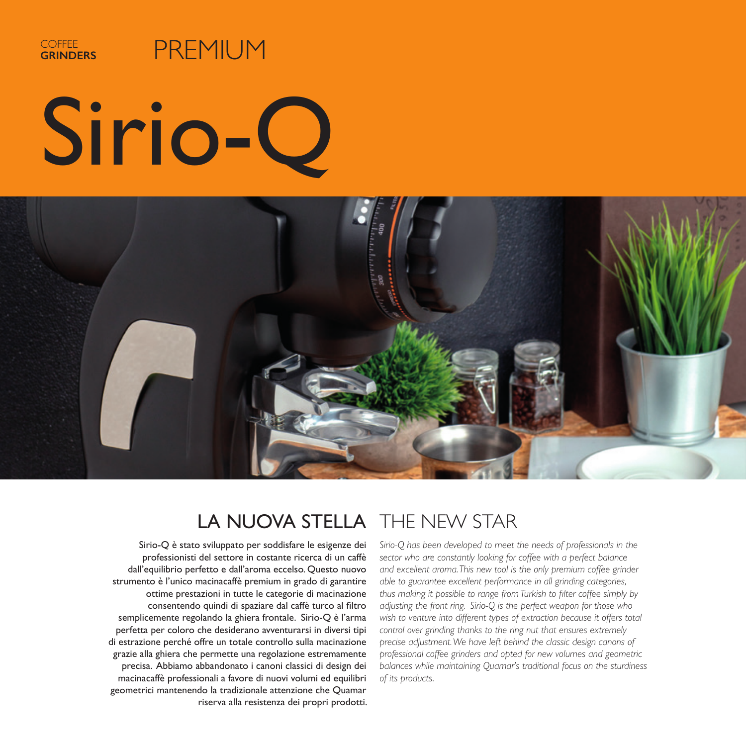COFFEE **GRINDERS**

PREMIUM

# Sirio-Q

## LA NUOVA STELLA

Sirio-Q è stato sviluppato per soddisfare le esigenze dei professionisti del settore in costante ricerca di un caffè dall'equilibrio perfetto e dall'aroma eccelso. Questo nuovo strumento è l'unico macinacaffè premium in grado di garantire ottime prestazioni in tutte le categorie di macinazione consentendo quindi di spaziare dal caffè turco al filtro semplicemente regolando la ghiera frontale. Sirio-Q è l'arma perfetta per coloro che desiderano avventurarsi in diversi tipi di estrazione perché offre un totale controllo sulla macinazione grazie alla ghiera che permette una regolazione estremamente precisa. Abbiamo abbandonato i canoni classici di design dei macinacaffè professionali a favore di nuovi volumi ed equilibri geometrici mantenendo la tradizionale attenzione che Quamar riserva alla resistenza dei propri prodotti.

## THE NEW STAR

*Sirio-Q has been developed to meet the needs of professionals in the sector who are constantly looking for coffee with a perfect balance and excellent aroma. This new tool is the only premium coffee grinder able to guarantee excellent performance in all grinding categories, thus making it possible to range from Turkish to filter coffee simply by adjusting the front ring. Sirio-Q is the perfect weapon for those who wish to venture into different types of extraction because it offers total control over grinding thanks to the ring nut that ensures extremely precise adjustment. We have left behind the classic design canons of professional coffee grinders and opted for new volumes and geometric balances while maintaining Quamar's traditional focus on the sturdiness of its products.*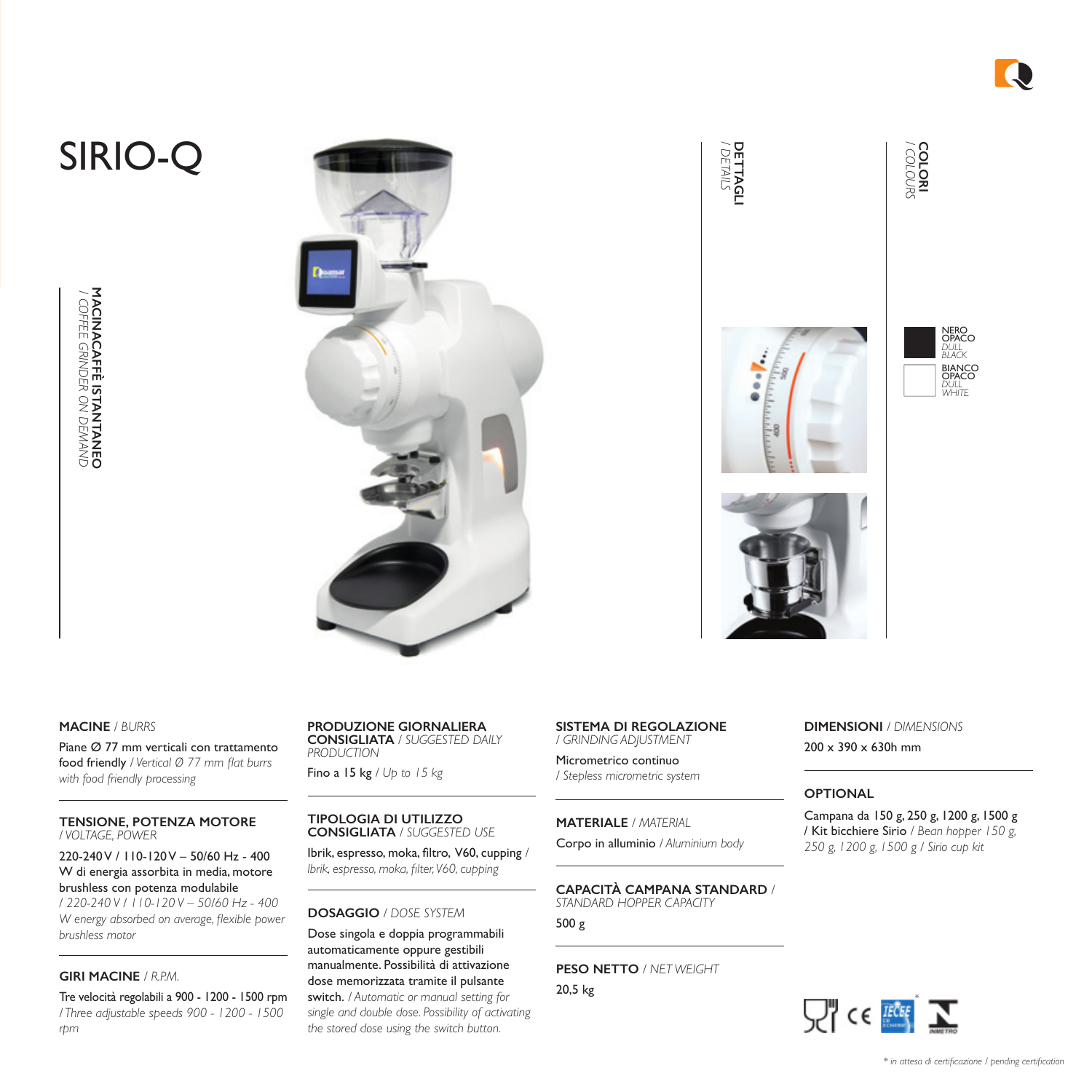# SIRIO-Q

**MACINACAFFÈ ISTANTANEO** / *COFFEE GRINDER ON DEMAND*

**DETTAGLI** / *DETAILS*

**COLORI** / *COLOURS*

NERO OPACO *DULL BLACK*

BIANCO OPACO *DULL WHITE*

**MACINE** / *BURRS*

Piane Ø 77 mm verticali con trattamento food friendly / *Vertical Ø 77 mm flat burrs with food friendly processing*

**TENSIONE, POTENZA MOTORE** / *VOLTAGE, POWER*

220-240 V / 110-120 V – 50/60 Hz - 400 W di energia assorbita in media, motore brushless con potenza modulabile / *220-240 V / 110-120 V – 50/60 Hz - 400 W energy absorbed on average, flexible power brushless motor*

**GIRI MACINE** / *R.P.M.*

Tre velocità regolabili a 900 - 1200 - 1500 rpm / *Three adjustable speeds 900 - 1200 - 1500 rpm*

**PRODUZIONE GIORNALIERA CONSIGLIATA** / *SUGGESTED DAILY PRODUCTION*

Fino a 15 kg / *Up to 15 kg*

**TIPOLOGIA DI UTILIZZO CONSIGLIATA** / *SUGGESTED USE*

Ibrik, espresso, moka, filtro, V60, cupping / *Ibrik, espresso, moka, filter, V60, cupping*

**DOSAGGIO** / *DOSE SYSTEM*

Dose singola e doppia programmabili automaticamente oppure gestibili manualmente. Possibilità di attivazione dose memorizzata tramite il pulsante switch. / *Automatic or manual setting for single and double dose. Possibility of activating the stored dose using the switch button.*

**SISTEMA DI REGOLAZIONE** / *GRINDING ADJUSTMENT*

Micrometrico continuo / *Stepless micrometric system*

**MATERIALE** / *MATERIAL*

Corpo in alluminio / *Aluminium body*

**CAPACITÀ CAMPANA STANDARD** / *STANDARD HOPPER CAPACITY*

500 g

**PESO NETTO** / *NET WEIGHT*

20,5 kg

**DIMENSIONI** / *DIMENSIONS*

200 x 390 x 630h mm

**OPTIONAL**

Campana da 150 g, 250 g, 1200 g, 1500 g / Kit bicchiere Sirio / *Bean hopper 150 g, 250 g, 1200 g, 1500 g / Sirio cup kit*

*\* in attesa di certificazione / pending certification*